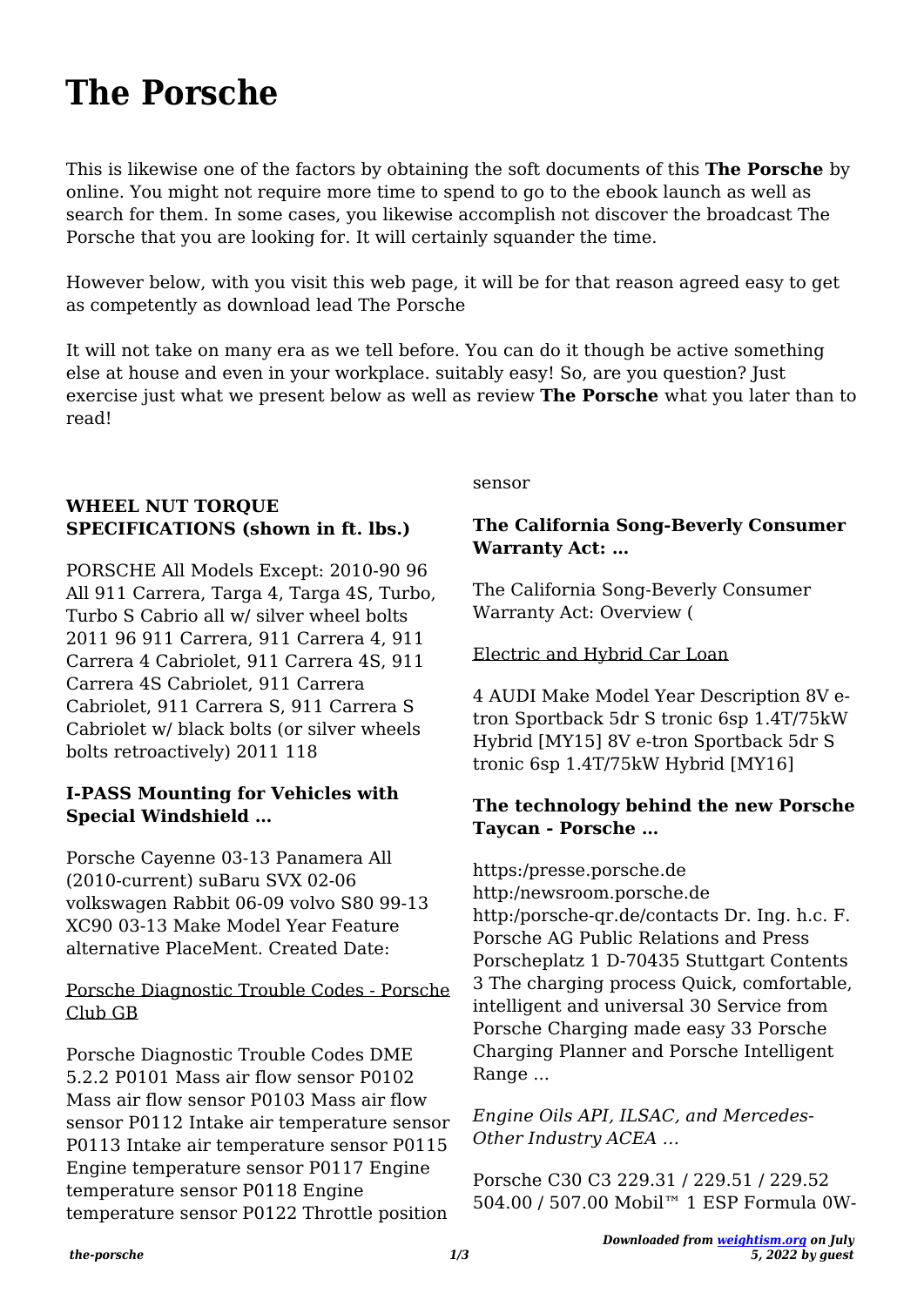# The Porsche

This is likewise one of the factors by obtaining the soft documents of this **The Porsche** by online. You might not require more time to spend to go to the ebook launch as well as search for them. In some cases, you likewise accomplish not discover the broadcast The Porsche that you are looking for. It will certainly squander the time.

However below, with you visit this web page, it will be for that reason agreed easy to get as competently as download lead The Porsche

It will not take on many era as we tell before. You can do it though be active something else at house and even in your workplace. suitably easy! So, are you question? Just exercise just what we present below as well as review **The Porsche** what you later than to read!

**WHEEL NUT TORQUE SPECIFICATIONS (shown in ft. lbs.)**

PORSCHE All Models Except: 2010-90 96 All 911 Carrera, Targa 4, Targa 4S, Turbo, Turbo S Cabrio all w/ silver wheel bolts 2011 96 911 Carrera, 911 Carrera 4, 911 Carrera 4 Cabriolet, 911 Carrera 4S, 911 Carrera 4S Cabriolet, 911 Carrera Cabriolet, 911 Carrera S, 911 Carrera S Cabriolet w/ black bolts (or silver wheels bolts retroactively) 2011 118

**I-PASS Mounting for Vehicles with Special Windshield …**

Porsche Cayenne 03-13 Panamera All (2010-current) suBaru SVX 02-06 volkswagen Rabbit 06-09 volvo S80 99-13 XC90 03-13 Make Model Year Feature alternative PlaceMent. Created Date:

Porsche Diagnostic Trouble Codes - Porsche Club GB

Porsche Diagnostic Trouble Codes DME 5.2.2 P0101 Mass air flow sensor P0102 Mass air flow sensor P0103 Mass air flow sensor P0112 Intake air temperature sensor P0113 Intake air temperature sensor P0115 Engine temperature sensor P0117 Engine temperature sensor P0118 Engine temperature sensor P0122 Throttle position sensor

**The California Song-Beverly Consumer Warranty Act: …**

The California Song-Beverly Consumer Warranty Act: Overview (

Electric and Hybrid Car Loan

4 AUDI Make Model Year Description 8V e-tron Sportback 5dr S tronic 6sp 1.4T/75kW Hybrid [MY15] 8V e-tron Sportback 5dr S tronic 6sp 1.4T/75kW Hybrid [MY16]

**The technology behind the new Porsche Taycan - Porsche …**

https:/presse.porsche.de http:/newsroom.porsche.de http:/porsche-qr.de/contacts Dr. Ing. h.c. F. Porsche AG Public Relations and Press Porscheplatz 1 D-70435 Stuttgart Contents 3 The charging process Quick, comfortable, intelligent and universal 30 Service from Porsche Charging made easy 33 Porsche Charging Planner and Porsche Intelligent Range ...

*Engine Oils API, ILSAC, and Mercedes-Other Industry ACEA …*

Porsche C30 C3 229.31 / 229.51 / 229.52 504.00 / 507.00 Mobil™ 1 ESP Formula 0W-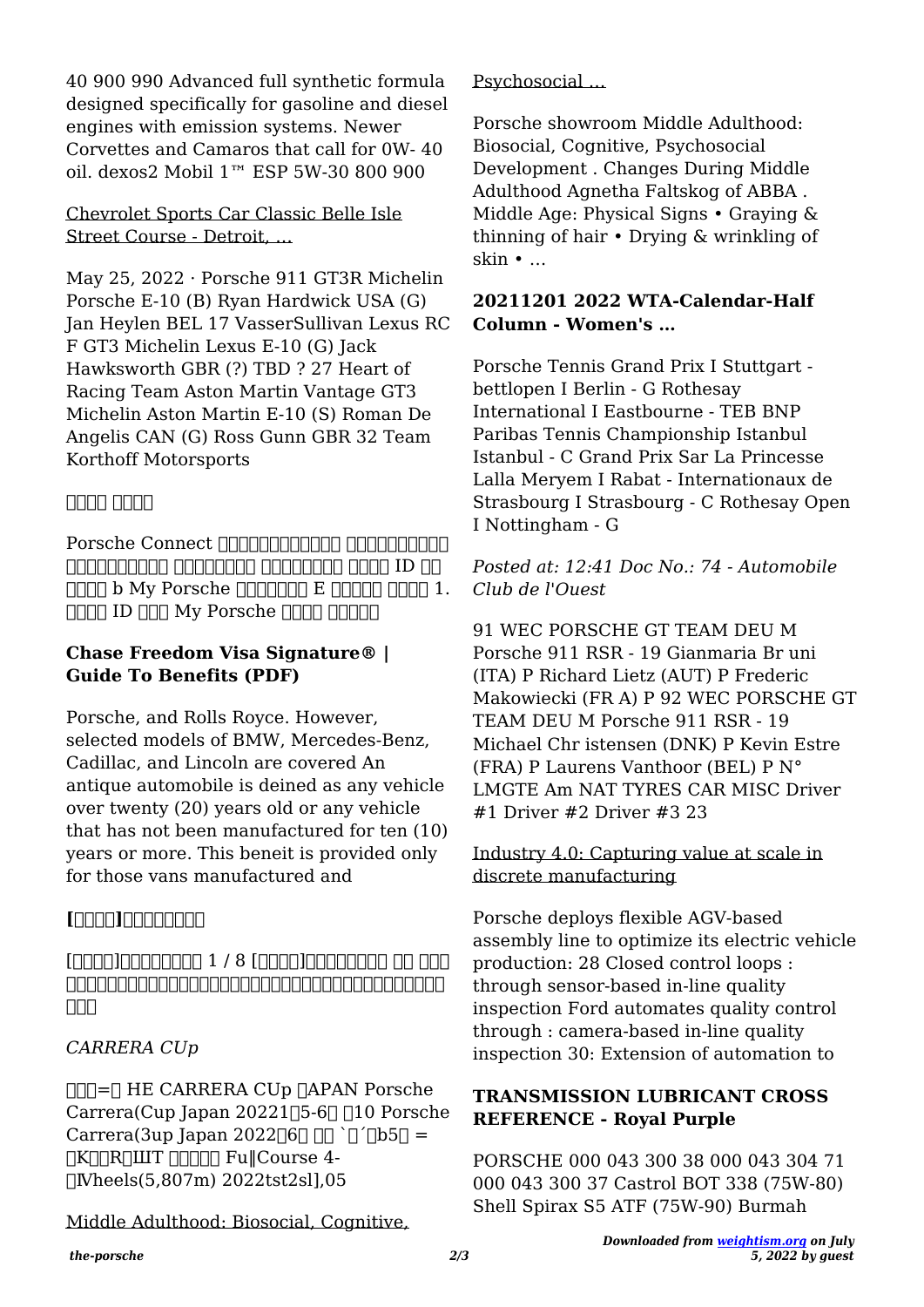40 900 990 Advanced full synthetic formula designed specifically for gasoline and diesel engines with emission systems. Newer Corvettes and Camaros that call for 0W- 40 oil. dexos2 Mobil 1™ ESP 5W-30 800 900

Chevrolet Sports Car Classic Belle Isle Street Course - Detroit, …

May 25, 2022 · Porsche 911 GT3R Michelin Porsche E-10 (B) Ryan Hardwick USA (G) Jan Heylen BEL 17 VasserSullivan Lexus RC F GT3 Michelin Lexus E-10 (G) Jack Hawksworth GBR (?) TBD ? 27 Heart of Racing Team Aston Martin Vantage GT3 Michelin Aston Martin E-10 (S) Roman De Angelis CAN (G) Ross Gunn GBR 32 Team Korthoff Motorsports

### □□□□ □□□□

Porsche Connect □□□□□□□□□□□□ □□□□□□□□□□□ □□□□□□□□□□ □□□□□□□□□ □□□□□□□□□ □□□□ ID □□ □□□□ b My Porsche □□□□□□□ E □□□□□ □□□□ 1. □□□□ ID □□□ My Porsche □□□□ □□□□□

### Chase Freedom Visa Signature® | Guide To Benefits (PDF)

Porsche, and Rolls Royce. However, selected models of BMW, Mercedes-Benz, Cadillac, and Lincoln are covered An antique automobile is deined as any vehicle over twenty (20) years old or any vehicle that has not been manufactured for ten (10) years or more. This beneit is provided only for those vans manufactured and

### [□□□□]□□□□□□□□□

[□□□□]□□□□□□□□□ 1 / 8 [□□□□]□□□□□□□□□ □□ □□□ □□□□□□□□□□□□□□□□□□□□□□□□□□□□□□□□□□□□□ □□□

*CARRERA CUp*

□□□=□ HE CARRERA CUp □APAN Porsche Carrera(Cup Japan 20221□5-6□ □10 Porsche Carrera(3up Japan 2022□6□ □□ `□´□b5□ = □K□□R□ШT □□□□□ Fu‖Course 4-□Vheels(5,807m) 2022tst2sl],05

Middle Adulthood: Biosocial, Cognitive, Psychosocial …

Porsche showroom Middle Adulthood: Biosocial, Cognitive, Psychosocial Development . Changes During Middle Adulthood Agnetha Faltskog of ABBA . Middle Age: Physical Signs • Graying & thinning of hair • Drying & wrinkling of skin • …

### 20211201 2022 WTA-Calendar-Half Column - Women's …

Porsche Tennis Grand Prix I Stuttgart - bettlopen I Berlin - G Rothesay International I Eastbourne - TEB BNP Paribas Tennis Championship Istanbul Istanbul - C Grand Prix Sar La Princesse Lalla Meryem I Rabat - Internationaux de Strasbourg I Strasbourg - C Rothesay Open I Nottingham - G

*Posted at: 12:41 Doc No.: 74 - Automobile Club de l'Ouest*

91 WEC PORSCHE GT TEAM DEU M Porsche 911 RSR - 19 Gianmaria Br uni (ITA) P Richard Lietz (AUT) P Frederic Makowiecki (FR A) P 92 WEC PORSCHE GT TEAM DEU M Porsche 911 RSR - 19 Michael Chr istensen (DNK) P Kevin Estre (FRA) P Laurens Vanthoor (BEL) P N° LMGTE Am NAT TYRES CAR MISC Driver #1 Driver #2 Driver #3 23

Industry 4.0: Capturing value at scale in discrete manufacturing

Porsche deploys flexible AGV-based assembly line to optimize its electric vehicle production: 28 Closed control loops : through sensor-based in-line quality inspection Ford automates quality control through : camera-based in-line quality inspection 30: Extension of automation to

### TRANSMISSION LUBRICANT CROSS REFERENCE - Royal Purple

PORSCHE 000 043 300 38 000 043 304 71 000 043 300 37 Castrol BOT 338 (75W-80) Shell Spirax S5 ATF (75W-90) Burmah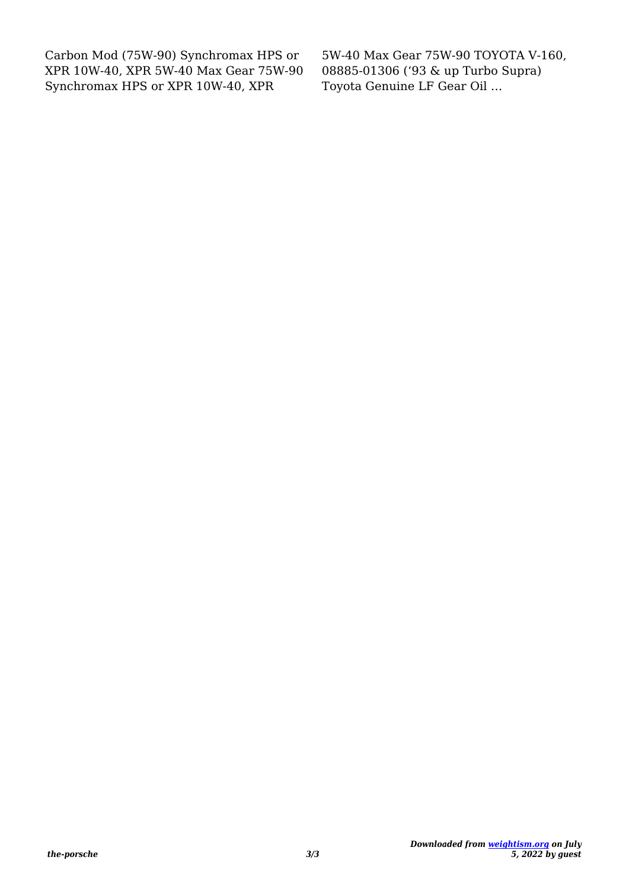Carbon Mod (75W-90) Synchromax HPS or XPR 10W-40, XPR 5W-40 Max Gear 75W-90 Synchromax HPS or XPR 10W-40, XPR 5W-40 Max Gear 75W-90 TOYOTA V-160, 08885-01306 ('93 & up Turbo Supra) Toyota Genuine LF Gear Oil …